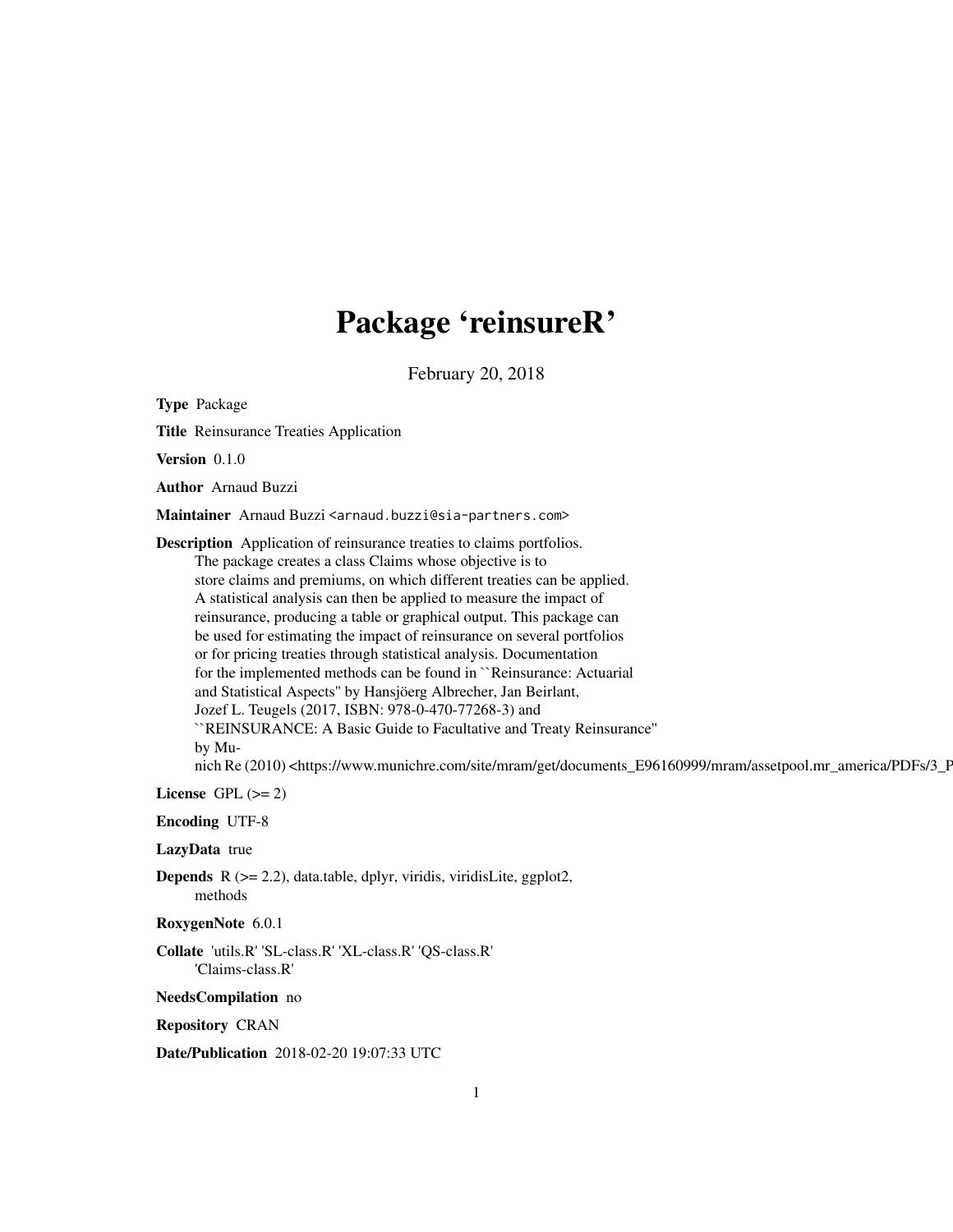# Package 'reinsureR'

February 20, 2018

**Type** Package

**Title** Reinsurance Treaties Application

**Version** 0.1.0

**Author** Arnaud Buzzi

**Maintainer** Arnaud Buzzi <arnaud.buzzi@sia-partners.com>

**Description** Application of reinsurance treaties to claims portfolios. The package creates a class Claims whose objective is to store claims and premiums, on which different treaties can be applied. A statistical analysis can then be applied to measure the impact of reinsurance, producing a table or graphical output. This package can be used for estimating the impact of reinsurance on several portfolios or for pricing treaties through statistical analysis. Documentation for the implemented methods can be found in ``Reinsurance: Actuarial and Statistical Aspects'' by Hansjöerg Albrecher, Jan Beirlant, Jozef L. Teugels (2017, ISBN: 978-0-470-77268-3) and ``REINSURANCE: A Basic Guide to Facultative and Treaty Reinsurance'' by Munich Re (2010) <https://www.munichre.com/site/mram/get/documents_E96160999/mram/assetpool.mr_america/PDFs/3_P

**License** GPL (>= 2)

**Encoding** UTF-8

**LazyData** true

**Depends** R (>= 2.2), data.table, dplyr, viridis, viridisLite, ggplot2, methods

**RoxygenNote** 6.0.1

**Collate** 'utils.R' 'SL-class.R' 'XL-class.R' 'QS-class.R' 'Claims-class.R'

**NeedsCompilation** no

**Repository** CRAN

**Date/Publication** 2018-02-20 19:07:33 UTC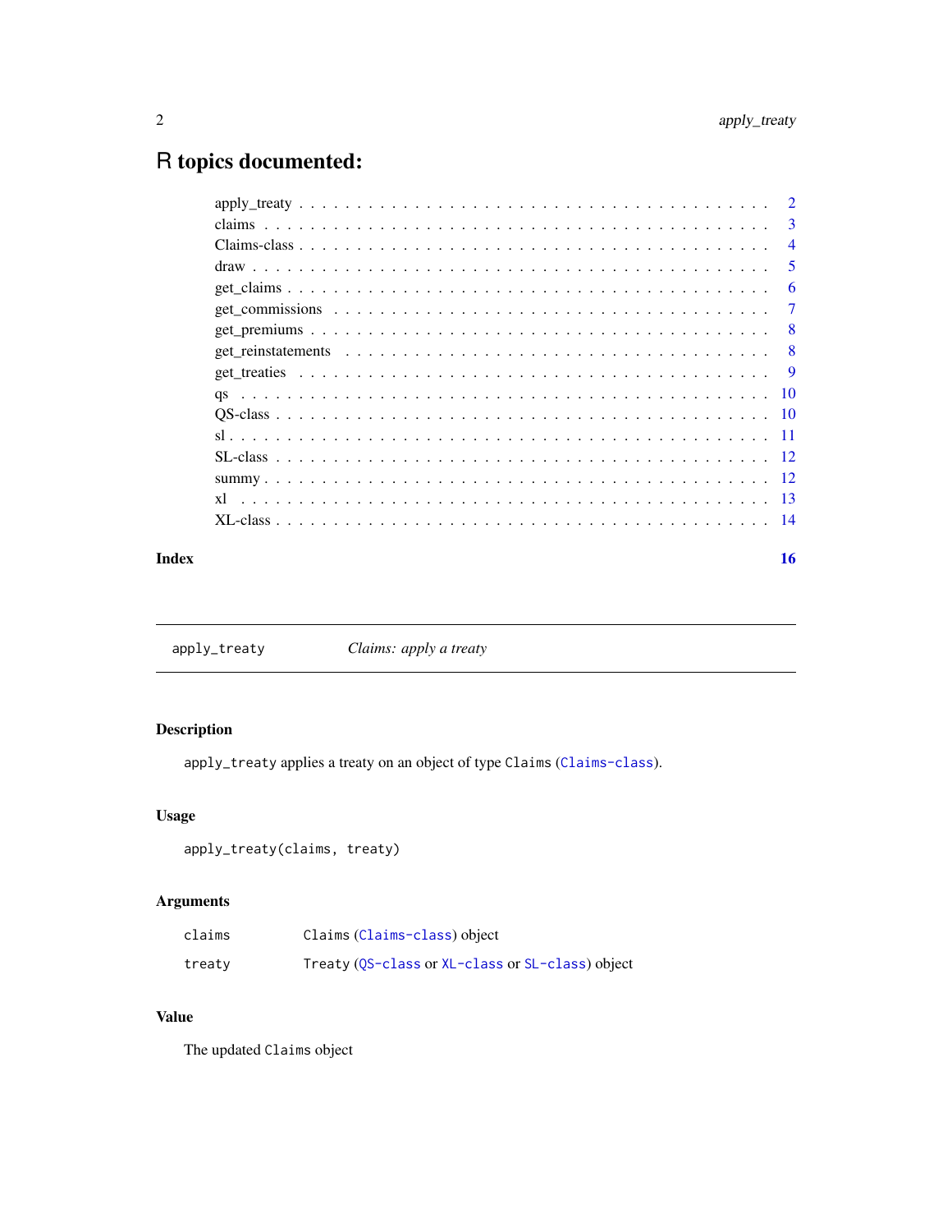# R topics documented:

| | |
|---|---|
| apply_treaty | 2 |
| claims | 3 |
| Claims-class | 4 |
| draw | 5 |
| get_claims | 6 |
| get_commissions | 7 |
| get_premiums | 8 |
| get_reinstatements | 8 |
| get_treaties | 9 |
| qs | 10 |
| QS-class | 10 |
| sl | 11 |
| SL-class | 12 |
| summy | 12 |
| xl | 13 |
| XL-class | 14 |

**Index** **16**

---

## apply_treaty — *Claims: apply a treaty*

---

### Description

`apply_treaty` applies a treaty on an object of type `Claims` (`Claims-class`).

### Usage

```
apply_treaty(claims, treaty)
```

### Arguments

| | |
|---|---|
| `claims` | `Claims` (`Claims-class`) object |
| `treaty` | `Treaty` (`QS-class` or `XL-class` or `SL-class`) object |

### Value

The updated `Claims` object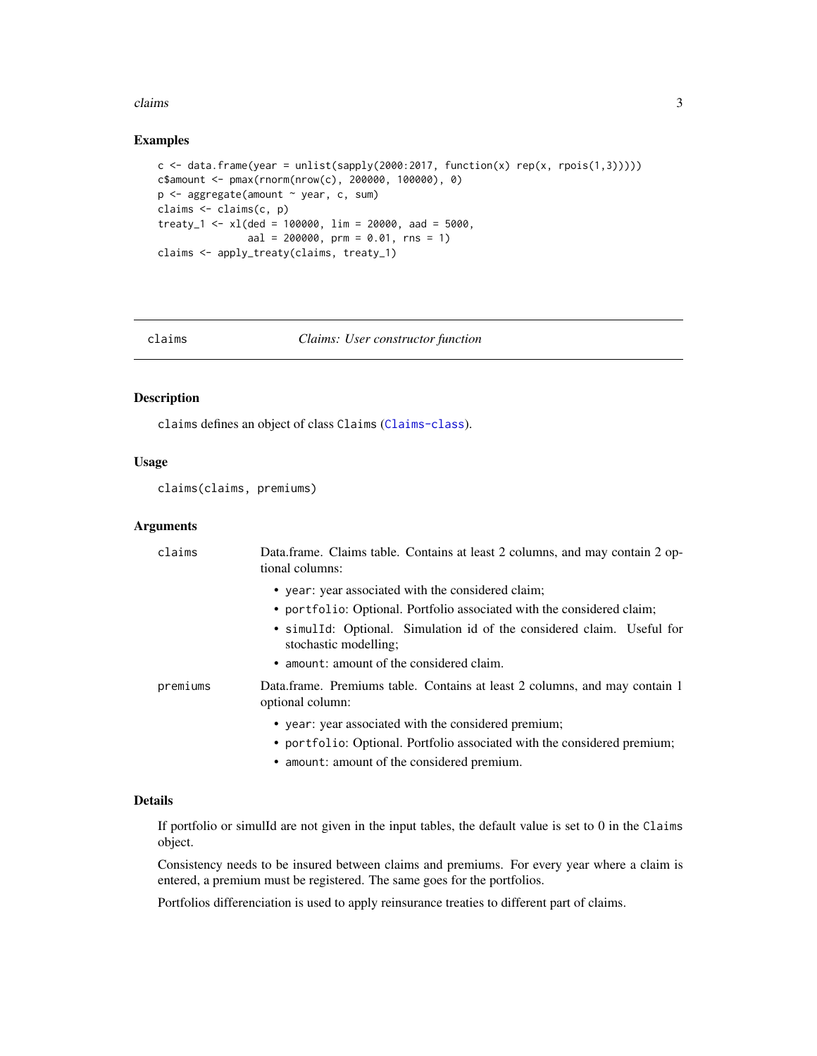### Examples

```
c <- data.frame(year = unlist(sapply(2000:2017, function(x) rep(x, rpois(1,3)))))
c$amount <- pmax(rnorm(nrow(c), 200000, 100000), 0)
p <- aggregate(amount ~ year, c, sum)
claims <- claims(c, p)
treaty_1 <- xl(ded = 100000, lim = 20000, aad = 5000,
               aal = 200000, prm = 0.01, rns = 1)
claims <- apply_treaty(claims, treaty_1)
```

---

## claims *Claims: User constructor function*

### Description

claims defines an object of class Claims (Claims-class).

### Usage

```
claims(claims, premiums)
```

### Arguments

| | |
|---|---|
| claims | Data.frame. Claims table. Contains at least 2 columns, and may contain 2 optional columns:<br>• year: year associated with the considered claim;<br>• portfolio: Optional. Portfolio associated with the considered claim;<br>• simulId: Optional. Simulation id of the considered claim. Useful for stochastic modelling;<br>• amount: amount of the considered claim. |
| premiums | Data.frame. Premiums table. Contains at least 2 columns, and may contain 1 optional column:<br>• year: year associated with the considered premium;<br>• portfolio: Optional. Portfolio associated with the considered premium;<br>• amount: amount of the considered premium. |

### Details

If portfolio or simulId are not given in the input tables, the default value is set to 0 in the Claims object.

Consistency needs to be insured between claims and premiums. For every year where a claim is entered, a premium must be registered. The same goes for the portfolios.

Portfolios differenciation is used to apply reinsurance treaties to different part of claims.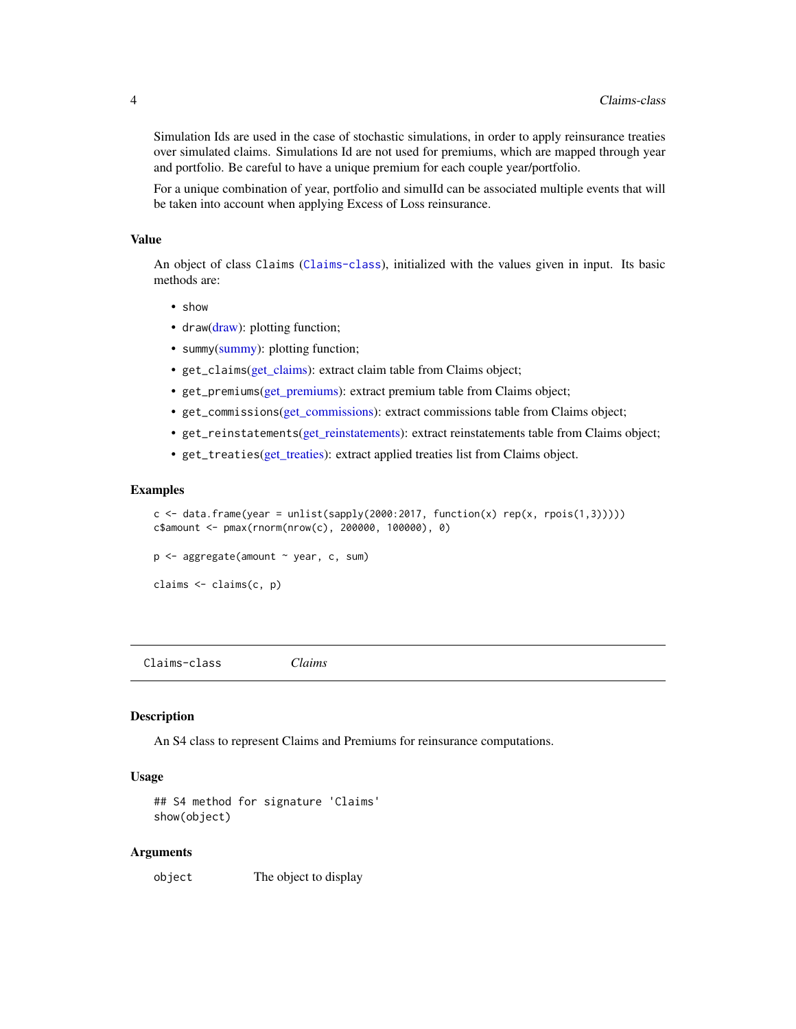Simulation Ids are used in the case of stochastic simulations, in order to apply reinsurance treaties over simulated claims. Simulations Id are not used for premiums, which are mapped through year and portfolio. Be careful to have a unique premium for each couple year/portfolio.

For a unique combination of year, portfolio and simulId can be associated multiple events that will be taken into account when applying Excess of Loss reinsurance.

### Value

An object of class `Claims` (`Claims-class`), initialized with the values given in input. Its basic methods are:

- `show`
- `draw`(draw): plotting function;
- `summy`(summy): plotting function;
- `get_claims`(get_claims): extract claim table from Claims object;
- `get_premiums`(get_premiums): extract premium table from Claims object;
- `get_commissions`(get_commissions): extract commissions table from Claims object;
- `get_reinstatements`(get_reinstatements): extract reinstatements table from Claims object;
- `get_treaties`(get_treaties): extract applied treaties list from Claims object.

### Examples

```
c <- data.frame(year = unlist(sapply(2000:2017, function(x) rep(x, rpois(1,3)))))
c$amount <- pmax(rnorm(nrow(c), 200000, 100000), 0)

p <- aggregate(amount ~ year, c, sum)

claims <- claims(c, p)
```

---

## Claims-class *Claims*

### Description

An S4 class to represent Claims and Premiums for reinsurance computations.

### Usage

```
## S4 method for signature 'Claims'
show(object)
```

### Arguments

| | |
|---|---|
| `object` | The object to display |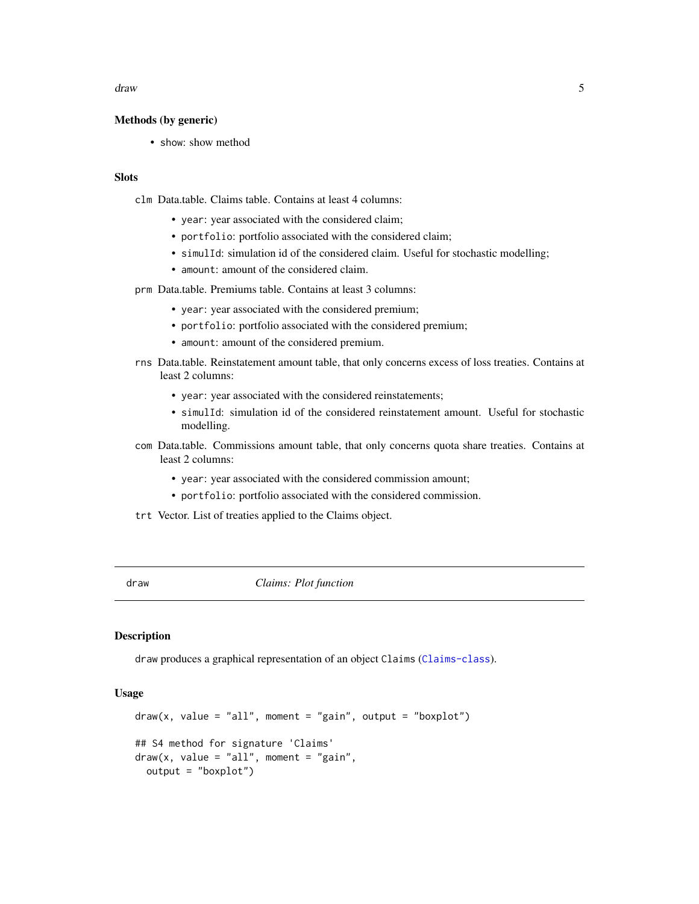### Methods (by generic)

- `show`: show method

### Slots

`clm` Data.table. Claims table. Contains at least 4 columns:

- `year`: year associated with the considered claim;
- `portfolio`: portfolio associated with the considered claim;
- `simulId`: simulation id of the considered claim. Useful for stochastic modelling;
- `amount`: amount of the considered claim.

`prm` Data.table. Premiums table. Contains at least 3 columns:

- `year`: year associated with the considered premium;
- `portfolio`: portfolio associated with the considered premium;
- `amount`: amount of the considered premium.

`rns` Data.table. Reinstatement amount table, that only concerns excess of loss treaties. Contains at least 2 columns:

- `year`: year associated with the considered reinstatements;
- `simulId`: simulation id of the considered reinstatement amount. Useful for stochastic modelling.

`com` Data.table. Commissions amount table, that only concerns quota share treaties. Contains at least 2 columns:

- `year`: year associated with the considered commission amount;
- `portfolio`: portfolio associated with the considered commission.

`trt` Vector. List of treaties applied to the Claims object.

---

## draw — *Claims: Plot function*

### Description

`draw` produces a graphical representation of an object `Claims` (`Claims-class`).

### Usage

```
draw(x, value = "all", moment = "gain", output = "boxplot")

## S4 method for signature 'Claims'
draw(x, value = "all", moment = "gain",
  output = "boxplot")
```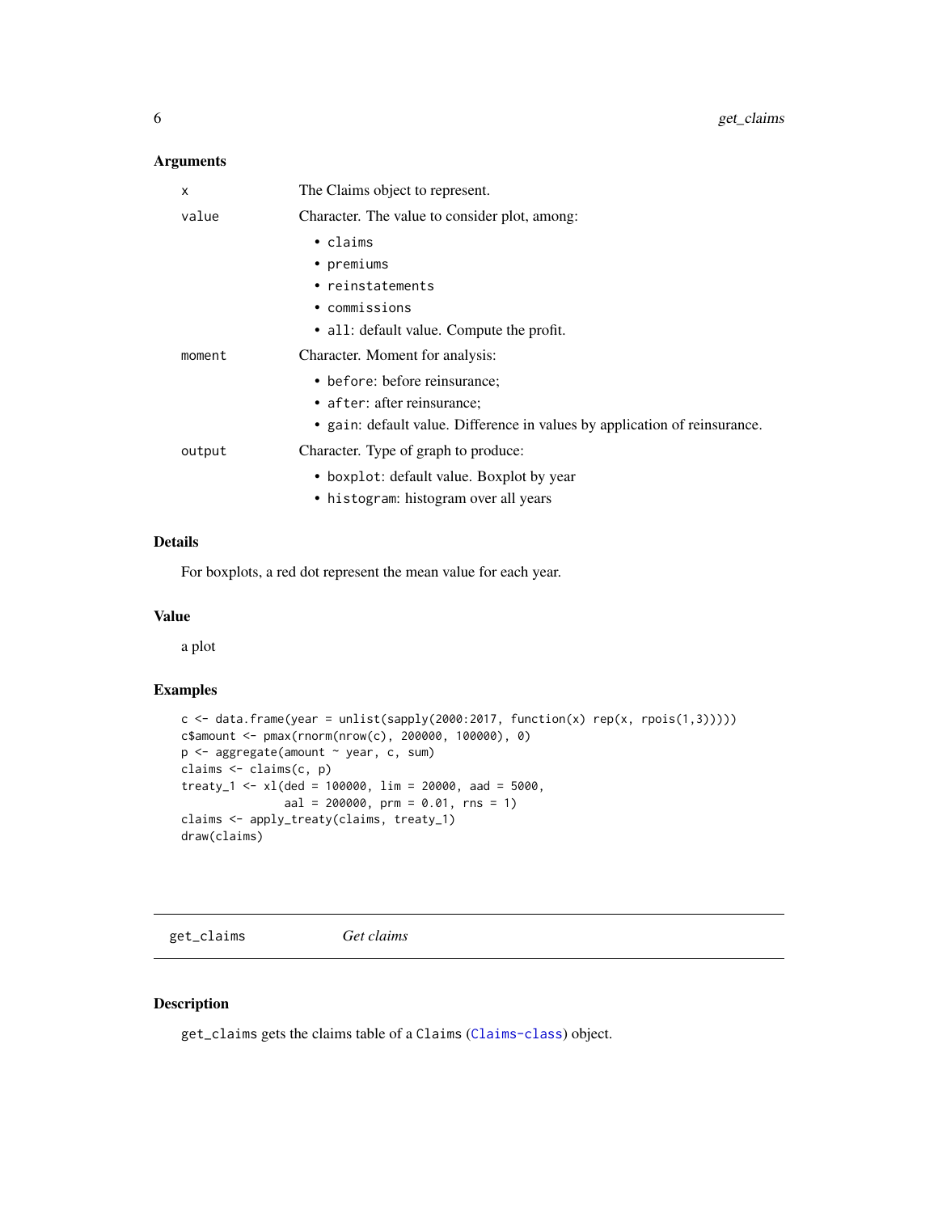### Arguments

| | |
|---|---|
| `x` | The Claims object to represent. |
| `value` | Character. The value to consider plot, among:<br>• `claims`<br>• `premiums`<br>• `reinstatements`<br>• `commissions`<br>• `all`: default value. Compute the profit. |
| `moment` | Character. Moment for analysis:<br>• `before`: before reinsurance;<br>• `after`: after reinsurance;<br>• `gain`: default value. Difference in values by application of reinsurance. |
| `output` | Character. Type of graph to produce:<br>• `boxplot`: default value. Boxplot by year<br>• `histogram`: histogram over all years |

### Details

For boxplots, a red dot represent the mean value for each year.

### Value

a plot

### Examples

```
c <- data.frame(year = unlist(sapply(2000:2017, function(x) rep(x, rpois(1,3)))))
c$amount <- pmax(rnorm(nrow(c), 200000, 100000), 0)
p <- aggregate(amount ~ year, c, sum)
claims <- claims(c, p)
treaty_1 <- xl(ded = 100000, lim = 20000, aad = 5000,
               aal = 200000, prm = 0.01, rns = 1)
claims <- apply_treaty(claims, treaty_1)
draw(claims)
```

---

## get_claims *Get claims*

### Description

`get_claims` gets the claims table of a `Claims` (`Claims-class`) object.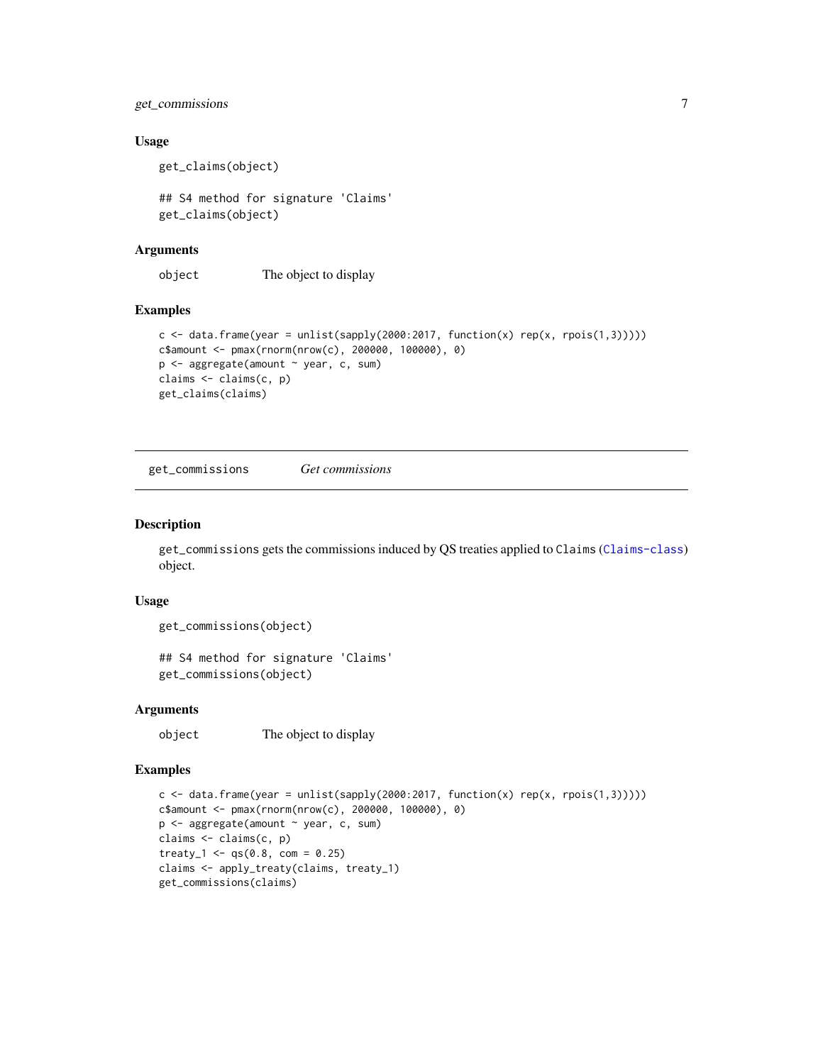### Usage

```
get_claims(object)

## S4 method for signature 'Claims'
get_claims(object)
```

### Arguments

object    The object to display

### Examples

```
c <- data.frame(year = unlist(sapply(2000:2017, function(x) rep(x, rpois(1,3)))))
c$amount <- pmax(rnorm(nrow(c), 200000, 100000), 0)
p <- aggregate(amount ~ year, c, sum)
claims <- claims(c, p)
get_claims(claims)
```

---

## get_commissions    *Get commissions*

### Description

get_commissions gets the commissions induced by QS treaties applied to Claims (Claims-class) object.

### Usage

```
get_commissions(object)

## S4 method for signature 'Claims'
get_commissions(object)
```

### Arguments

object    The object to display

### Examples

```
c <- data.frame(year = unlist(sapply(2000:2017, function(x) rep(x, rpois(1,3)))))
c$amount <- pmax(rnorm(nrow(c), 200000, 100000), 0)
p <- aggregate(amount ~ year, c, sum)
claims <- claims(c, p)
treaty_1 <- qs(0.8, com = 0.25)
claims <- apply_treaty(claims, treaty_1)
get_commissions(claims)
```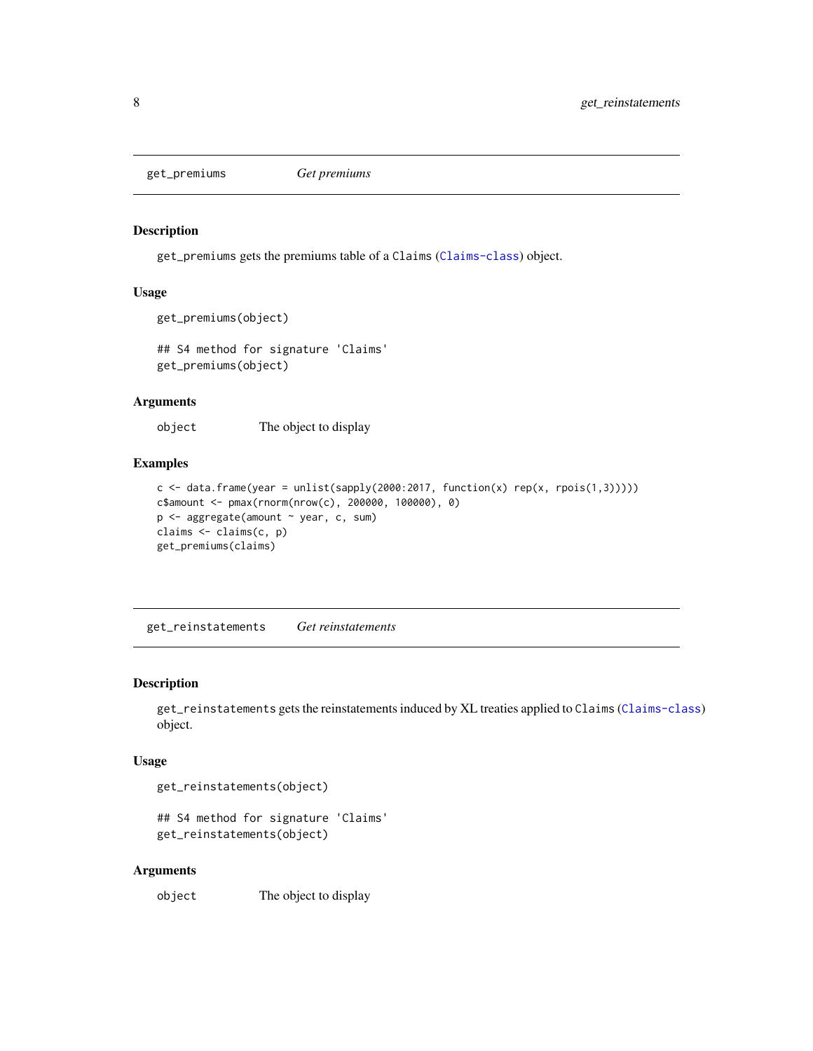## get_premiums *Get premiums*

### Description

get_premiums gets the premiums table of a Claims (Claims-class) object.

### Usage

```
get_premiums(object)

## S4 method for signature 'Claims'
get_premiums(object)
```

### Arguments

| | |
|---|---|
| object | The object to display |

### Examples

```
c <- data.frame(year = unlist(sapply(2000:2017, function(x) rep(x, rpois(1,3)))))
c$amount <- pmax(rnorm(nrow(c), 200000, 100000), 0)
p <- aggregate(amount ~ year, c, sum)
claims <- claims(c, p)
get_premiums(claims)
```

## get_reinstatements *Get reinstatements*

### Description

get_reinstatements gets the reinstatements induced by XL treaties applied to Claims (Claims-class) object.

### Usage

```
get_reinstatements(object)

## S4 method for signature 'Claims'
get_reinstatements(object)
```

### Arguments

| | |
|---|---|
| object | The object to display |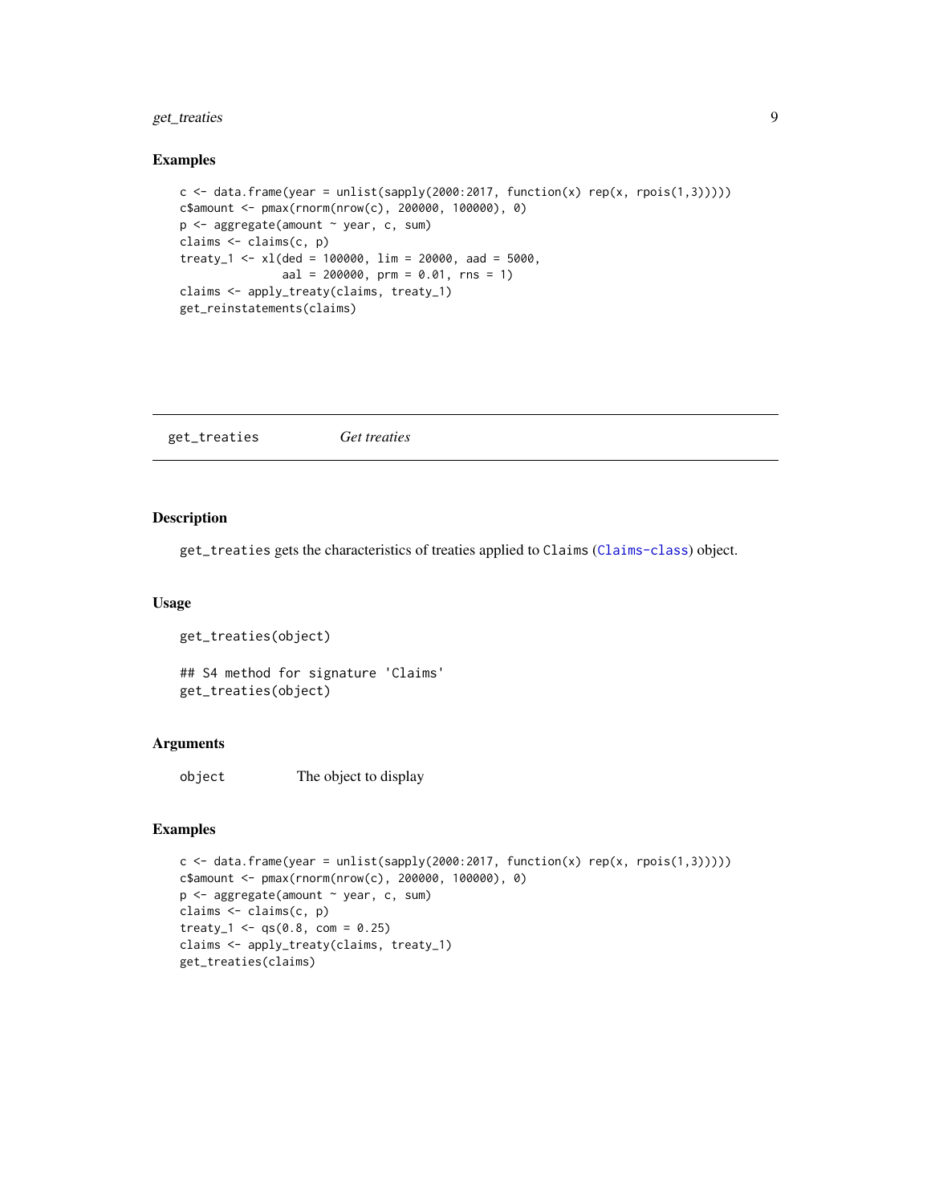### Examples

```
c <- data.frame(year = unlist(sapply(2000:2017, function(x) rep(x, rpois(1,3)))))
c$amount <- pmax(rnorm(nrow(c), 200000, 100000), 0)
p <- aggregate(amount ~ year, c, sum)
claims <- claims(c, p)
treaty_1 <- xl(ded = 100000, lim = 20000, aad = 5000,
               aal = 200000, prm = 0.01, rns = 1)
claims <- apply_treaty(claims, treaty_1)
get_reinstatements(claims)
```

---

## get_treaties *Get treaties*

### Description

`get_treaties` gets the characteristics of treaties applied to `Claims` (`Claims-class`) object.

### Usage

```
get_treaties(object)

## S4 method for signature 'Claims'
get_treaties(object)
```

### Arguments

`object` The object to display

### Examples

```
c <- data.frame(year = unlist(sapply(2000:2017, function(x) rep(x, rpois(1,3)))))
c$amount <- pmax(rnorm(nrow(c), 200000, 100000), 0)
p <- aggregate(amount ~ year, c, sum)
claims <- claims(c, p)
treaty_1 <- qs(0.8, com = 0.25)
claims <- apply_treaty(claims, treaty_1)
get_treaties(claims)
```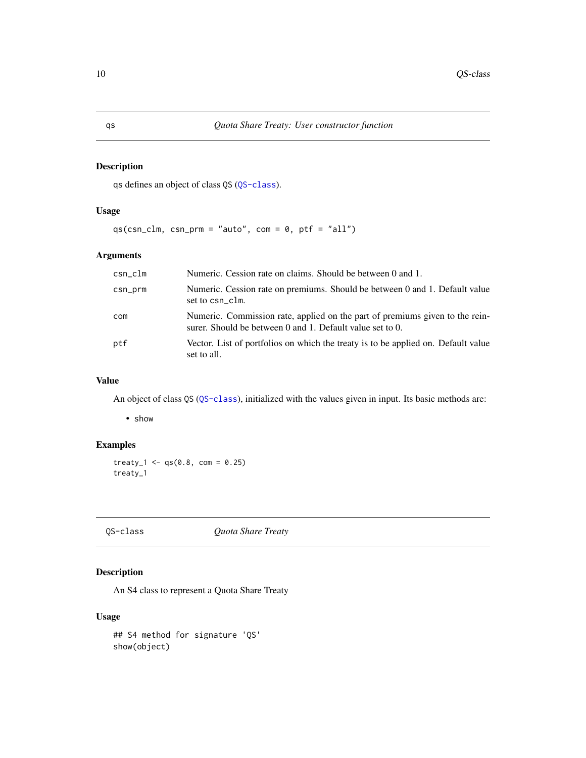## qs — *Quota Share Treaty: User constructor function*

### Description

qs defines an object of class QS (QS-class).

### Usage

```
qs(csn_clm, csn_prm = "auto", com = 0, ptf = "all")
```

### Arguments

| | |
|---|---|
| csn_clm | Numeric. Cession rate on claims. Should be between 0 and 1. |
| csn_prm | Numeric. Cession rate on premiums. Should be between 0 and 1. Default value set to csn_clm. |
| com | Numeric. Commission rate, applied on the part of premiums given to the reinsurer. Should be between 0 and 1. Default value set to 0. |
| ptf | Vector. List of portfolios on which the treaty is to be applied on. Default value set to all. |

### Value

An object of class QS (QS-class), initialized with the values given in input. Its basic methods are:

- show

### Examples

```
treaty_1 <- qs(0.8, com = 0.25)
treaty_1
```

## QS-class — *Quota Share Treaty*

### Description

An S4 class to represent a Quota Share Treaty

### Usage

```
## S4 method for signature 'QS'
show(object)
```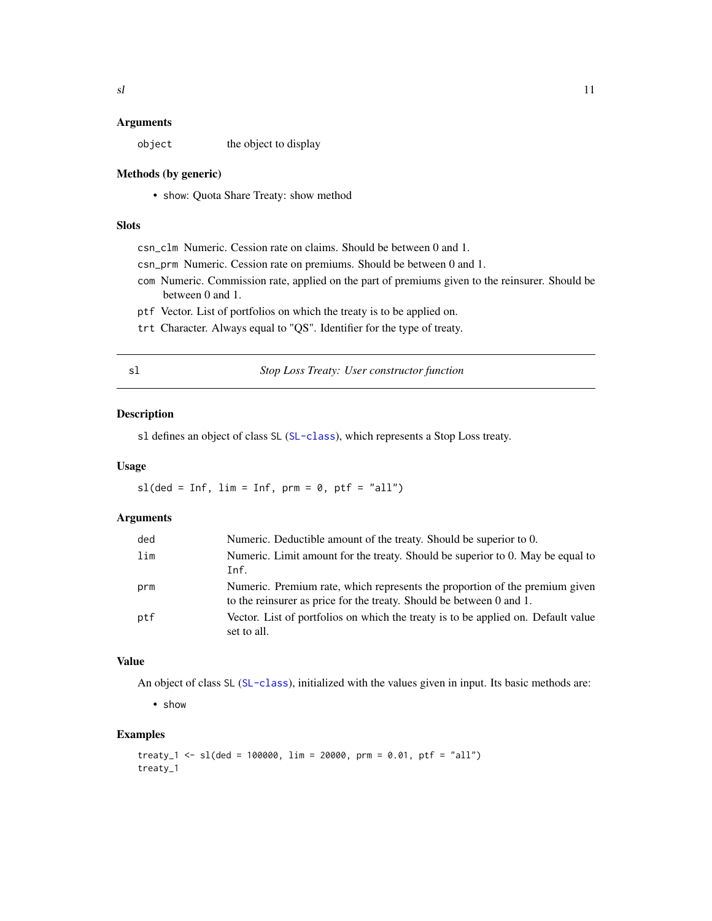### Arguments

| | |
|---|---|
| `object` | the object to display |

### Methods (by generic)

- `show`: Quota Share Treaty: show method

### Slots

`csn_clm` Numeric. Cession rate on claims. Should be between 0 and 1.

`csn_prm` Numeric. Cession rate on premiums. Should be between 0 and 1.

`com` Numeric. Commission rate, applied on the part of premiums given to the reinsurer. Should be between 0 and 1.

`ptf` Vector. List of portfolios on which the treaty is to be applied on.

`trt` Character. Always equal to "QS". Identifier for the type of treaty.

---

## sl — *Stop Loss Treaty: User constructor function*

---

### Description

`sl` defines an object of class `SL` (`SL-class`), which represents a Stop Loss treaty.

### Usage

```
sl(ded = Inf, lim = Inf, prm = 0, ptf = "all")
```

### Arguments

| | |
|---|---|
| `ded` | Numeric. Deductible amount of the treaty. Should be superior to 0. |
| `lim` | Numeric. Limit amount for the treaty. Should be superior to 0. May be equal to `Inf`. |
| `prm` | Numeric. Premium rate, which represents the proportion of the premium given to the reinsurer as price for the treaty. Should be between 0 and 1. |
| `ptf` | Vector. List of portfolios on which the treaty is to be applied on. Default value set to all. |

### Value

An object of class `SL` (`SL-class`), initialized with the values given in input. Its basic methods are:

- `show`

### Examples

```
treaty_1 <- sl(ded = 100000, lim = 20000, prm = 0.01, ptf = "all")
treaty_1
```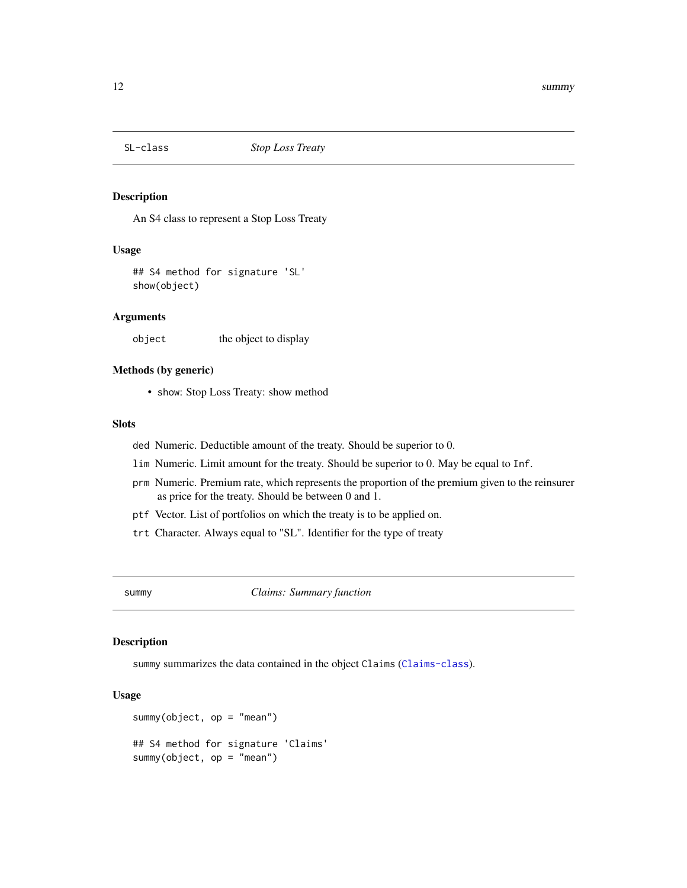## SL-class *Stop Loss Treaty*

### Description

An S4 class to represent a Stop Loss Treaty

### Usage

```
## S4 method for signature 'SL'
show(object)
```

### Arguments

`object` the object to display

### Methods (by generic)

- `show`: Stop Loss Treaty: show method

### Slots

`ded` Numeric. Deductible amount of the treaty. Should be superior to 0.

`lim` Numeric. Limit amount for the treaty. Should be superior to 0. May be equal to `Inf`.

`prm` Numeric. Premium rate, which represents the proportion of the premium given to the reinsurer as price for the treaty. Should be between 0 and 1.

`ptf` Vector. List of portfolios on which the treaty is to be applied on.

`trt` Character. Always equal to "SL". Identifier for the type of treaty

## summy *Claims: Summary function*

### Description

`summy` summarizes the data contained in the object `Claims` (`Claims-class`).

### Usage

```
summy(object, op = "mean")

## S4 method for signature 'Claims'
summy(object, op = "mean")
```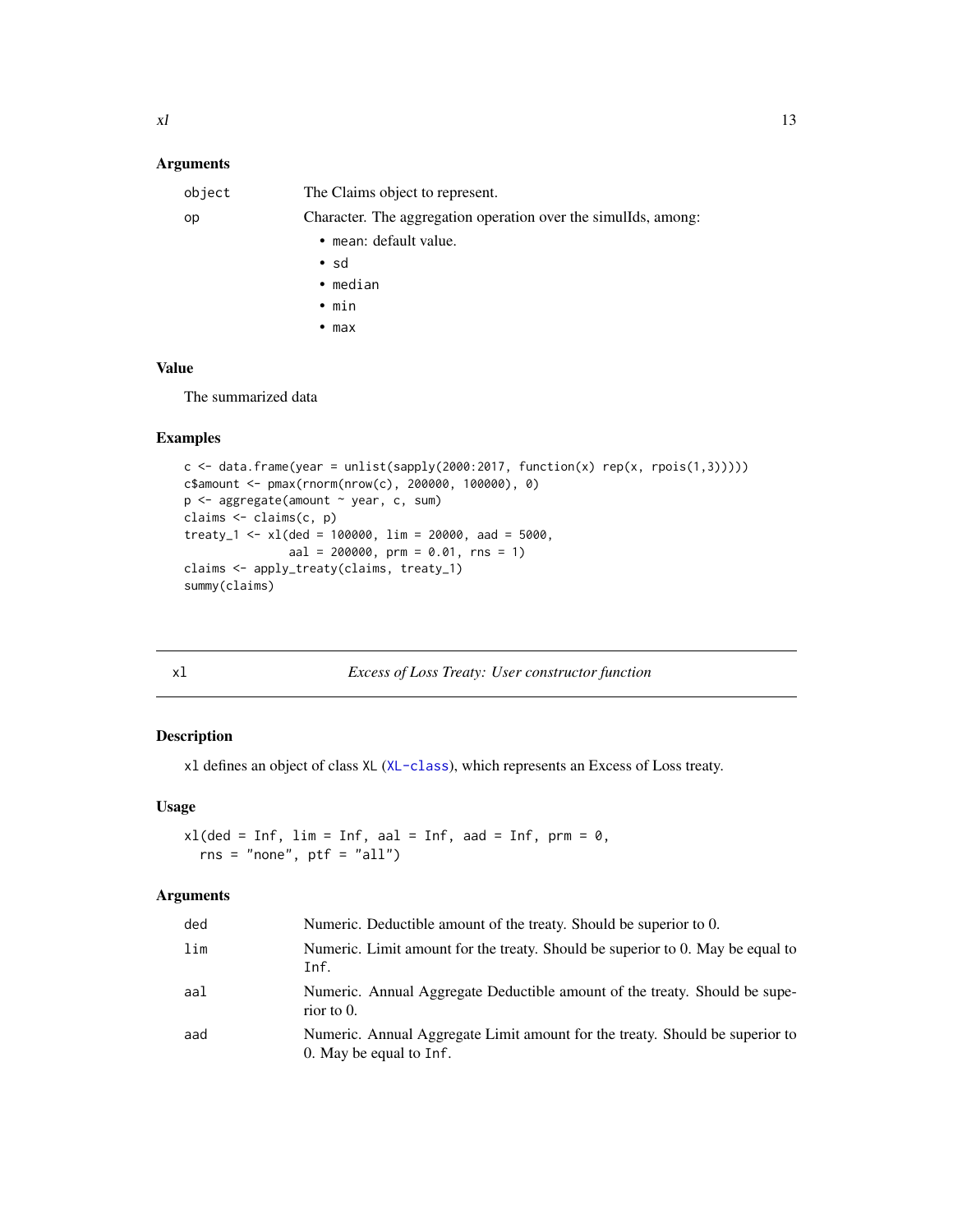### Arguments

| | |
|---|---|
| object | The Claims object to represent. |
| op | Character. The aggregation operation over the simulIds, among: <br>• `mean`: default value. <br>• `sd` <br>• `median` <br>• `min` <br>• `max` |

### Value

The summarized data

### Examples

```
c <- data.frame(year = unlist(sapply(2000:2017, function(x) rep(x, rpois(1,3)))))
c$amount <- pmax(rnorm(nrow(c), 200000, 100000), 0)
p <- aggregate(amount ~ year, c, sum)
claims <- claims(c, p)
treaty_1 <- xl(ded = 100000, lim = 20000, aad = 5000,
               aal = 200000, prm = 0.01, rns = 1)
claims <- apply_treaty(claims, treaty_1)
summy(claims)
```

---

## xl — *Excess of Loss Treaty: User constructor function*

### Description

`xl` defines an object of class `XL` (XL-class), which represents an Excess of Loss treaty.

### Usage

```
xl(ded = Inf, lim = Inf, aal = Inf, aad = Inf, prm = 0,
  rns = "none", ptf = "all")
```

### Arguments

| | |
|---|---|
| ded | Numeric. Deductible amount of the treaty. Should be superior to 0. |
| lim | Numeric. Limit amount for the treaty. Should be superior to 0. May be equal to `Inf`. |
| aal | Numeric. Annual Aggregate Deductible amount of the treaty. Should be superior to 0. |
| aad | Numeric. Annual Aggregate Limit amount for the treaty. Should be superior to 0. May be equal to `Inf`. |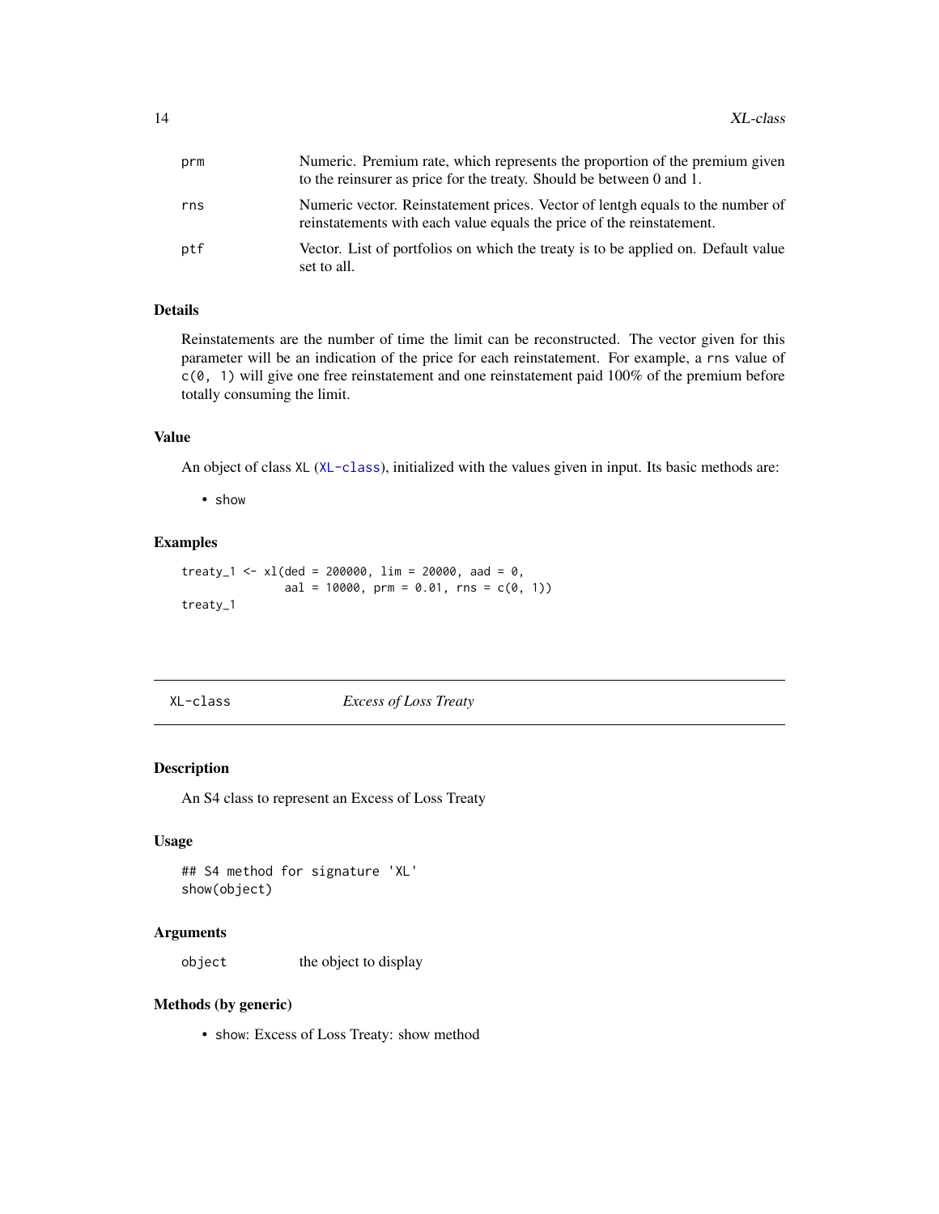| | |
|---|---|
| prm | Numeric. Premium rate, which represents the proportion of the premium given to the reinsurer as price for the treaty. Should be between 0 and 1. |
| rns | Numeric vector. Reinstatement prices. Vector of lentgh equals to the number of reinstatements with each value equals the price of the reinstatement. |
| ptf | Vector. List of portfolios on which the treaty is to be applied on. Default value set to all. |

### Details

Reinstatements are the number of time the limit can be reconstructed. The vector given for this parameter will be an indication of the price for each reinstatement. For example, a `rns` value of `c(0, 1)` will give one free reinstatement and one reinstatement paid 100% of the premium before totally consuming the limit.

### Value

An object of class `XL` (`XL-class`), initialized with the values given in input. Its basic methods are:

- `show`

### Examples

```
treaty_1 <- xl(ded = 200000, lim = 20000, aad = 0,
               aal = 10000, prm = 0.01, rns = c(0, 1))
treaty_1
```

---

## XL-class *Excess of Loss Treaty*

---

### Description

An S4 class to represent an Excess of Loss Treaty

### Usage

```
## S4 method for signature 'XL'
show(object)
```

### Arguments

| | |
|---|---|
| object | the object to display |

### Methods (by generic)

- `show`: Excess of Loss Treaty: show method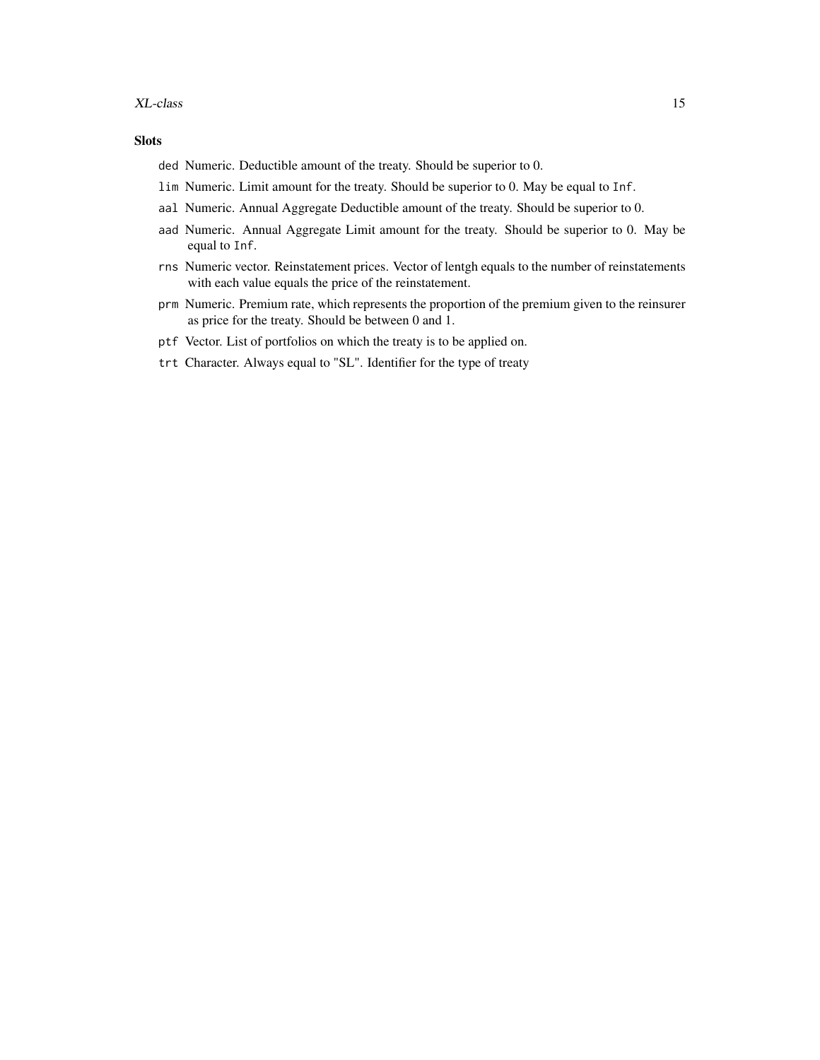### Slots

- `ded` Numeric. Deductible amount of the treaty. Should be superior to 0.
- `lim` Numeric. Limit amount for the treaty. Should be superior to 0. May be equal to `Inf`.
- `aal` Numeric. Annual Aggregate Deductible amount of the treaty. Should be superior to 0.
- `aad` Numeric. Annual Aggregate Limit amount for the treaty. Should be superior to 0. May be equal to `Inf`.
- `rns` Numeric vector. Reinstatement prices. Vector of lentgh equals to the number of reinstatements with each value equals the price of the reinstatement.
- `prm` Numeric. Premium rate, which represents the proportion of the premium given to the reinsurer as price for the treaty. Should be between 0 and 1.
- `ptf` Vector. List of portfolios on which the treaty is to be applied on.
- `trt` Character. Always equal to "SL". Identifier for the type of treaty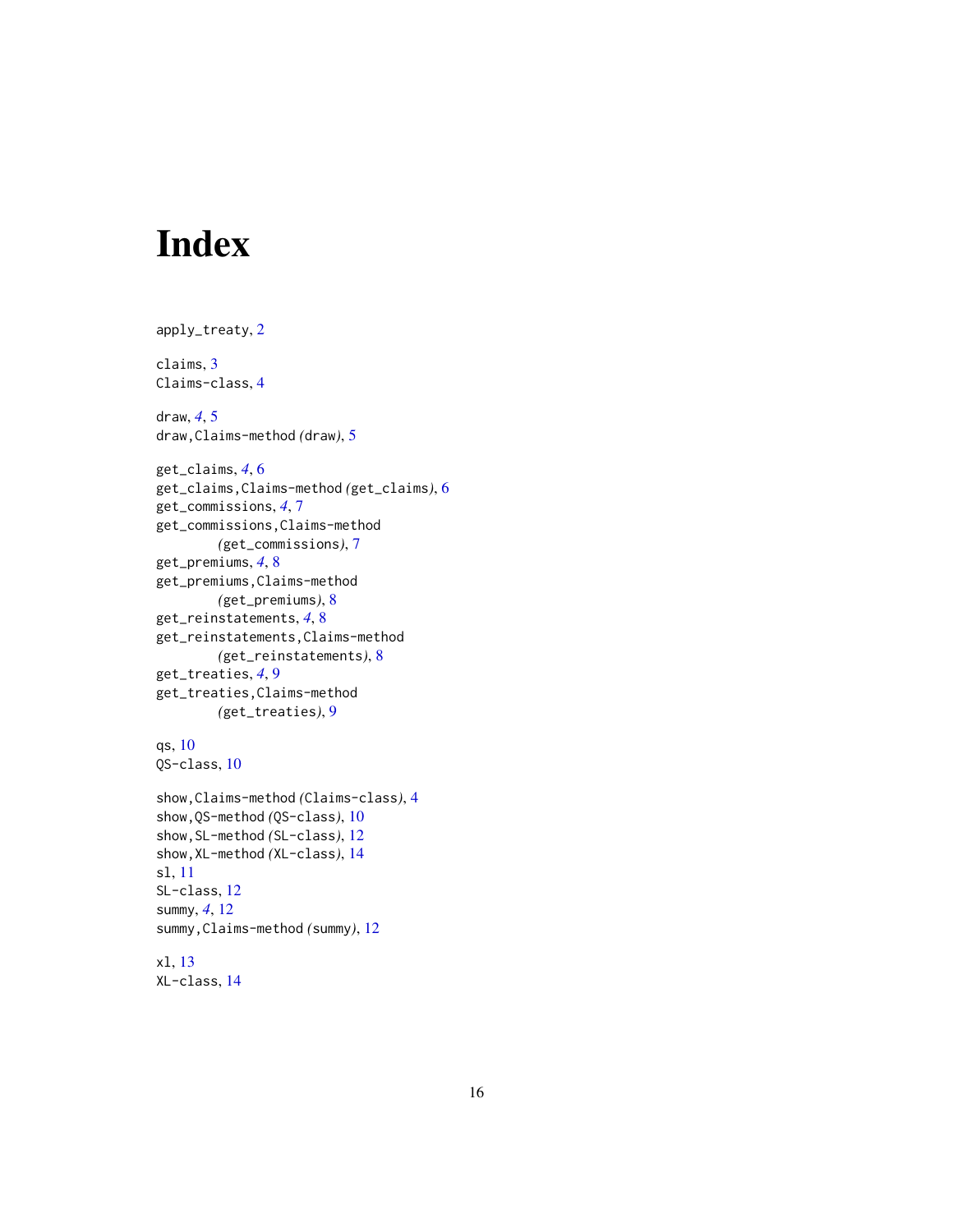# Index

apply_treaty, 2

claims, 3
Claims-class, 4

draw, *4*, 5
draw,Claims-method *(*draw*)*, 5

get_claims, *4*, 6
get_claims,Claims-method *(*get_claims*)*, 6
get_commissions, *4*, 7
get_commissions,Claims-method *(*get_commissions*)*, 7
get_premiums, *4*, 8
get_premiums,Claims-method *(*get_premiums*)*, 8
get_reinstatements, *4*, 8
get_reinstatements,Claims-method *(*get_reinstatements*)*, 8
get_treaties, *4*, 9
get_treaties,Claims-method *(*get_treaties*)*, 9

qs, 10
QS-class, 10

show,Claims-method *(*Claims-class*)*, 4
show,QS-method *(*QS-class*)*, 10
show,SL-method *(*SL-class*)*, 12
show,XL-method *(*XL-class*)*, 14
sl, 11
SL-class, 12
summy, *4*, 12
summy,Claims-method *(*summy*)*, 12

xl, 13
XL-class, 14